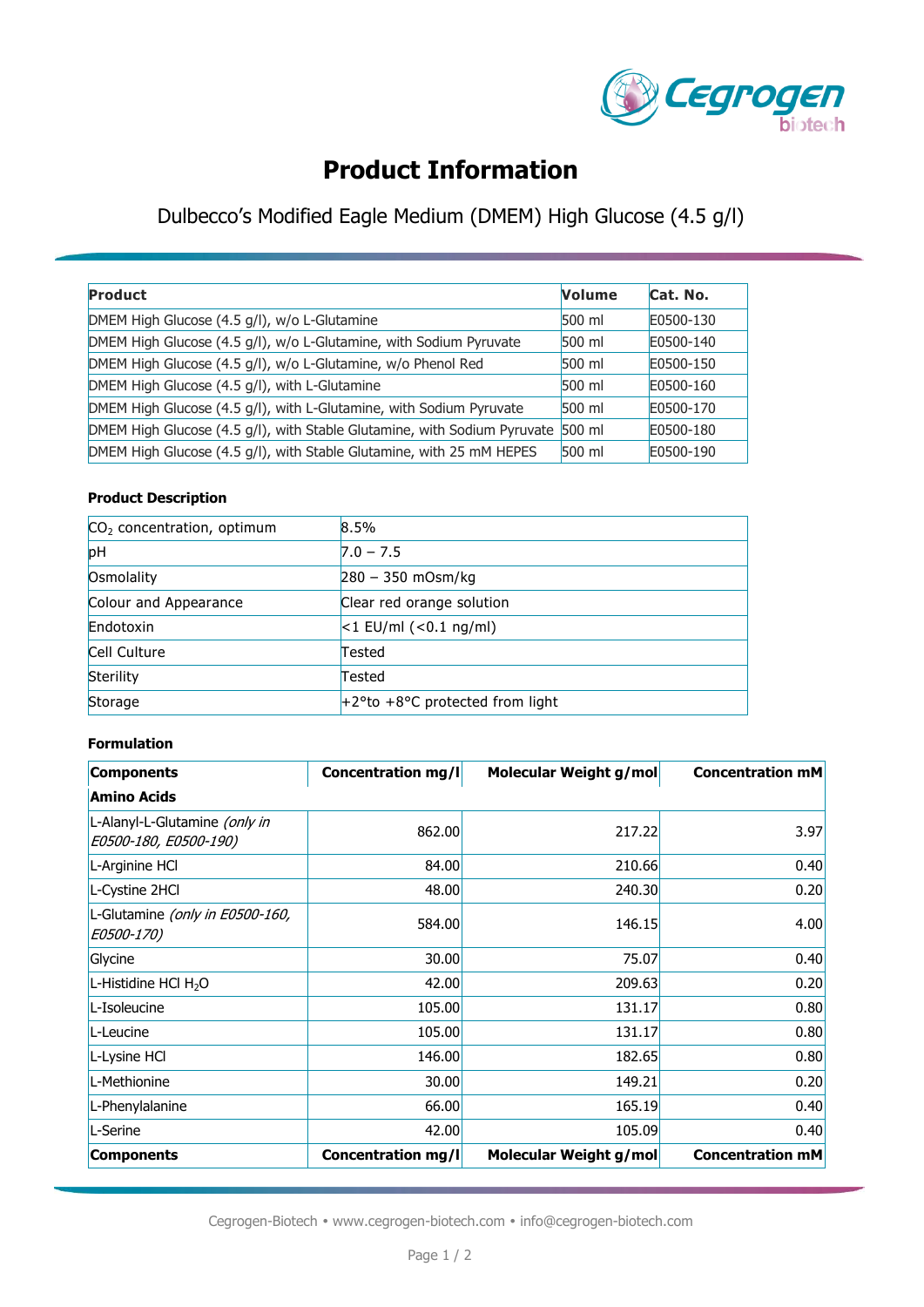# Product Information

## Dulbecco's Modified Eagle Medium (DMEM) High Glucose (4.5 g/l)

| Product | Volume | Cat. No. |
|---|---|---|
| DMEM High Glucose (4.5 g/l), w/o L-Glutamine | 500 ml | E0500-130 |
| DMEM High Glucose (4.5 g/l), w/o L-Glutamine, with Sodium Pyruvate | 500 ml | E0500-140 |
| DMEM High Glucose (4.5 g/l), w/o L-Glutamine, w/o Phenol Red | 500 ml | E0500-150 |
| DMEM High Glucose (4.5 g/l), with L-Glutamine | 500 ml | E0500-160 |
| DMEM High Glucose (4.5 g/l), with L-Glutamine, with Sodium Pyruvate | 500 ml | E0500-170 |
| DMEM High Glucose (4.5 g/l), with Stable Glutamine, with Sodium Pyruvate | 500 ml | E0500-180 |
| DMEM High Glucose (4.5 g/l), with Stable Glutamine, with 25 mM HEPES | 500 ml | E0500-190 |

### Product Description

| | |
|---|---|
| $CO_2$ concentration, optimum | 8.5% |
| pH | 7.0 – 7.5 |
| Osmolality | 280 – 350 mOsm/kg |
| Colour and Appearance | Clear red orange solution |
| Endotoxin | <1 EU/ml (<0.1 ng/ml) |
| Cell Culture | Tested |
| Sterility | Tested |
| Storage | +2°to +8°C protected from light |

### Formulation

| Components | Concentration mg/l | Molecular Weight g/mol | Concentration mM |
|---|---|---|---|
| **Amino Acids** | | | |
| L-Alanyl-L-Glutamine *(only in E0500-180, E0500-190)* | 862.00 | 217.22 | 3.97 |
| L-Arginine HCl | 84.00 | 210.66 | 0.40 |
| L-Cystine 2HCl | 48.00 | 240.30 | 0.20 |
| L-Glutamine *(only in E0500-160, E0500-170)* | 584.00 | 146.15 | 4.00 |
| Glycine | 30.00 | 75.07 | 0.40 |
| L-Histidine HCl $H_2O$ | 42.00 | 209.63 | 0.20 |
| L-Isoleucine | 105.00 | 131.17 | 0.80 |
| L-Leucine | 105.00 | 131.17 | 0.80 |
| L-Lysine HCl | 146.00 | 182.65 | 0.80 |
| L-Methionine | 30.00 | 149.21 | 0.20 |
| L-Phenylalanine | 66.00 | 165.19 | 0.40 |
| L-Serine | 42.00 | 105.09 | 0.40 |
| **Components** | **Concentration mg/l** | **Molecular Weight g/mol** | **Concentration mM** |

Cegrogen-Biotech • www.cegrogen-biotech.com • info@cegrogen-biotech.com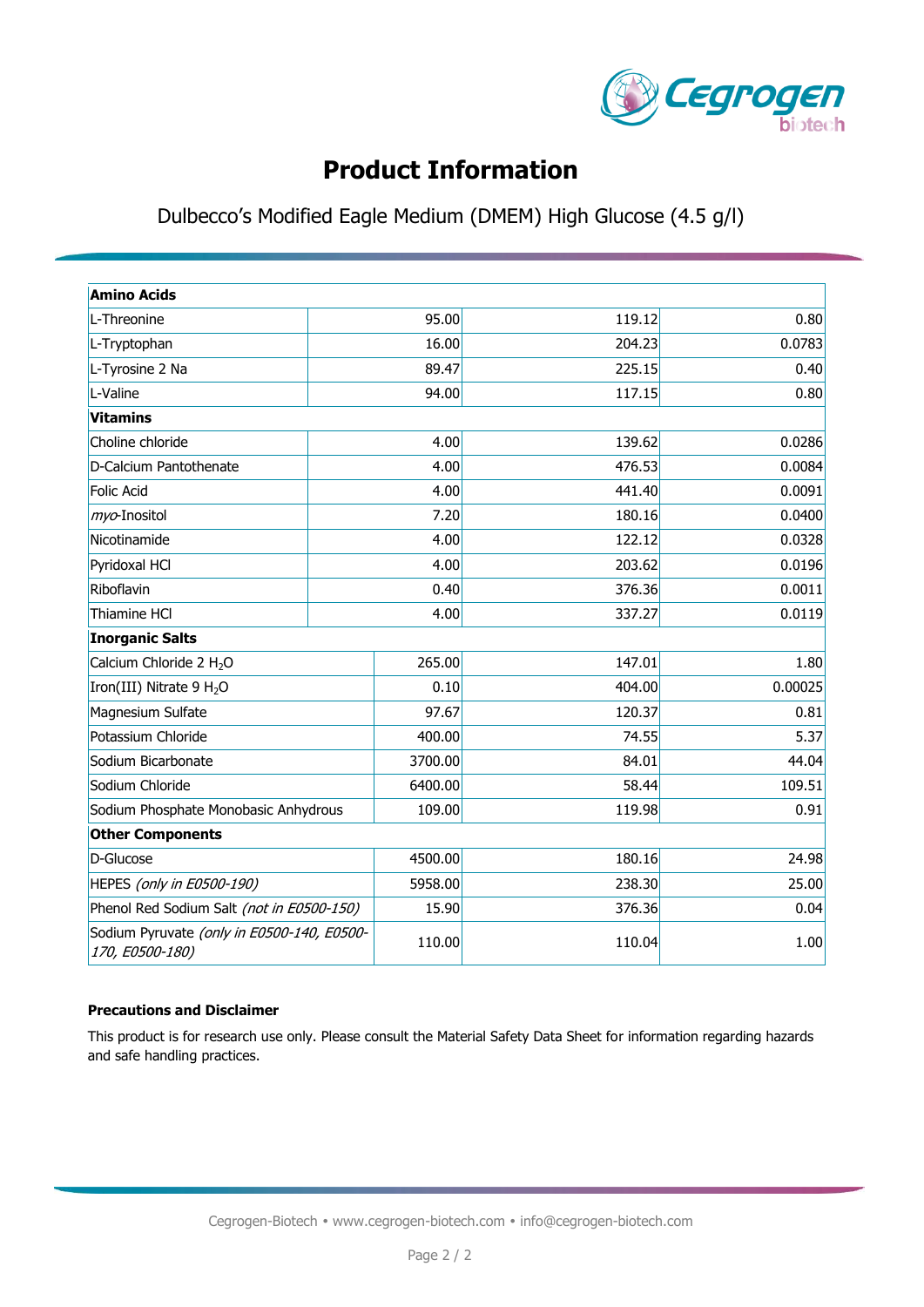# Product Information

Dulbecco's Modified Eagle Medium (DMEM) High Glucose (4.5 g/l)

| | | | |
|---|---|---|---|
| **Amino Acids** | | | |
| L-Threonine | 95.00 | 119.12 | 0.80 |
| L-Tryptophan | 16.00 | 204.23 | 0.0783 |
| L-Tyrosine 2 Na | 89.47 | 225.15 | 0.40 |
| L-Valine | 94.00 | 117.15 | 0.80 |
| **Vitamins** | | | |
| Choline chloride | 4.00 | 139.62 | 0.0286 |
| D-Calcium Pantothenate | 4.00 | 476.53 | 0.0084 |
| Folic Acid | 4.00 | 441.40 | 0.0091 |
| *myo*-Inositol | 7.20 | 180.16 | 0.0400 |
| Nicotinamide | 4.00 | 122.12 | 0.0328 |
| Pyridoxal HCl | 4.00 | 203.62 | 0.0196 |
| Riboflavin | 0.40 | 376.36 | 0.0011 |
| Thiamine HCl | 4.00 | 337.27 | 0.0119 |
| **Inorganic Salts** | | | |
| Calcium Chloride 2 $H_2O$ | 265.00 | 147.01 | 1.80 |
| Iron(III) Nitrate 9 $H_2O$ | 0.10 | 404.00 | 0.00025 |
| Magnesium Sulfate | 97.67 | 120.37 | 0.81 |
| Potassium Chloride | 400.00 | 74.55 | 5.37 |
| Sodium Bicarbonate | 3700.00 | 84.01 | 44.04 |
| Sodium Chloride | 6400.00 | 58.44 | 109.51 |
| Sodium Phosphate Monobasic Anhydrous | 109.00 | 119.98 | 0.91 |
| **Other Components** | | | |
| D-Glucose | 4500.00 | 180.16 | 24.98 |
| HEPES *(only in E0500-190)* | 5958.00 | 238.30 | 25.00 |
| Phenol Red Sodium Salt *(not in E0500-150)* | 15.90 | 376.36 | 0.04 |
| Sodium Pyruvate *(only in E0500-140, E0500-170, E0500-180)* | 110.00 | 110.04 | 1.00 |

**Precautions and Disclaimer**

This product is for research use only. Please consult the Material Safety Data Sheet for information regarding hazards and safe handling practices.

Cegrogen-Biotech • www.cegrogen-biotech.com • info@cegrogen-biotech.com